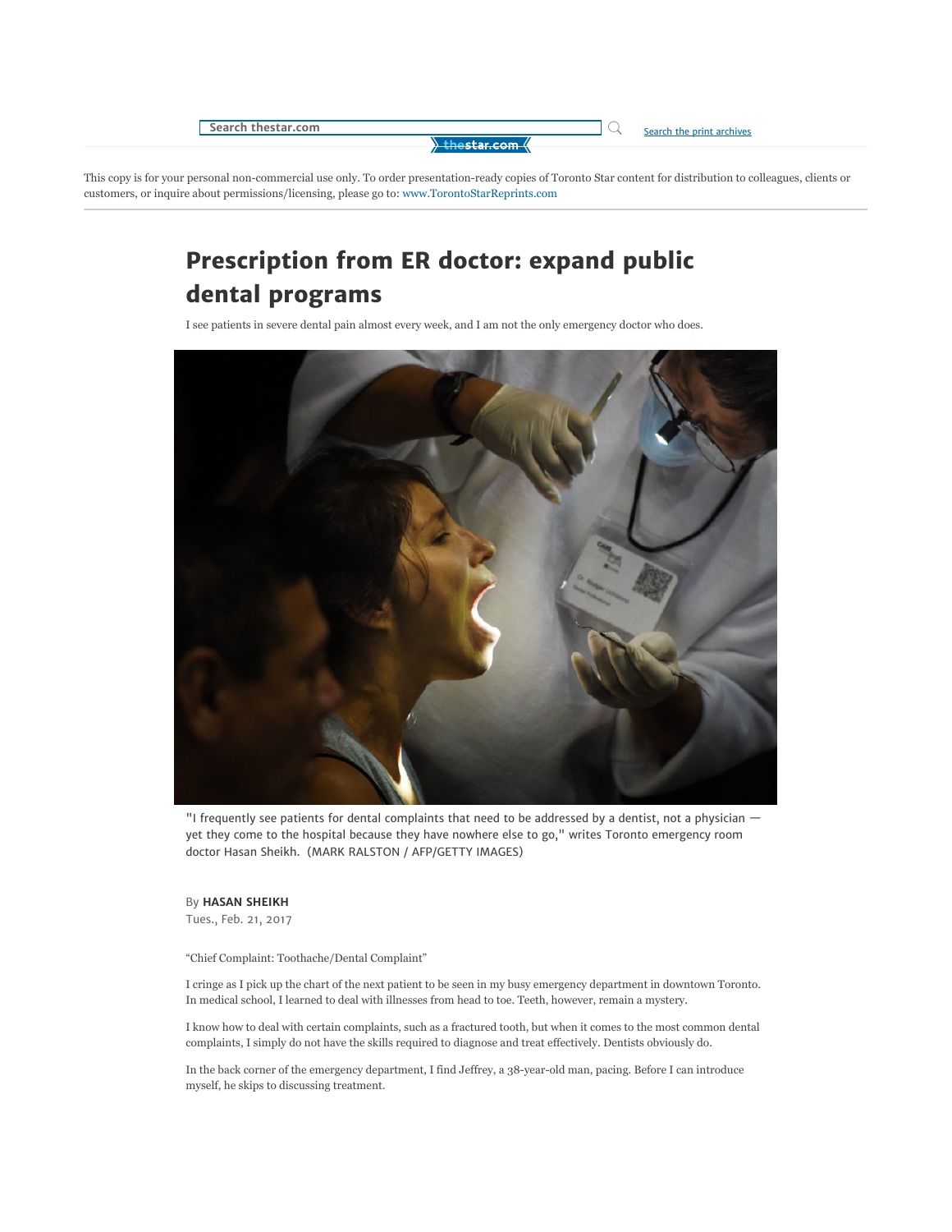This copy is for your personal non-commercial use only. To order presentation-ready copies of Toronto Star content for distribution to colleagues, clients or customers, or inquire about permissions/licensing, please go to: www.TorontoStarReprints.com

# Prescription from ER doctor: expand public dental programs

I see patients in severe dental pain almost every week, and I am not the only emergency doctor who does.

"I frequently see patients for dental complaints that need to be addressed by a dentist, not a physician — yet they come to the hospital because they have nowhere else to go," writes Toronto emergency room doctor Hasan Sheikh. (MARK RALSTON / AFP/GETTY IMAGES)

By **HASAN SHEIKH**
Tues., Feb. 21, 2017

"Chief Complaint: Toothache/Dental Complaint"

I cringe as I pick up the chart of the next patient to be seen in my busy emergency department in downtown Toronto. In medical school, I learned to deal with illnesses from head to toe. Teeth, however, remain a mystery.

I know how to deal with certain complaints, such as a fractured tooth, but when it comes to the most common dental complaints, I simply do not have the skills required to diagnose and treat effectively. Dentists obviously do.

In the back corner of the emergency department, I find Jeffrey, a 38-year-old man, pacing. Before I can introduce myself, he skips to discussing treatment.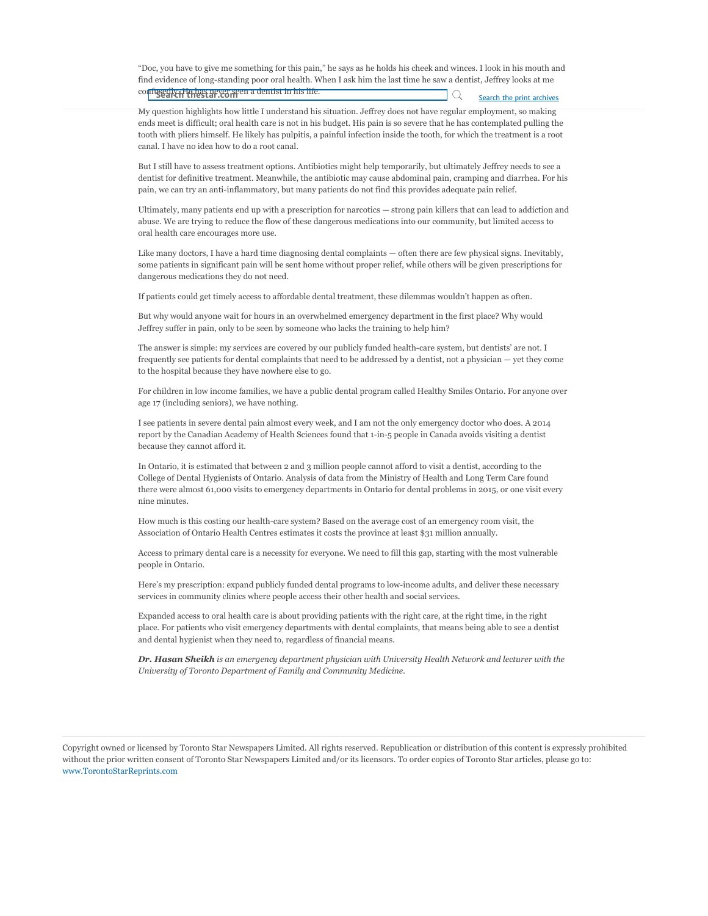"Doc, you have to give me something for this pain," he says as he holds his cheek and winces. I look in his mouth and find evidence of long-standing poor oral health. When I ask him the last time he saw a dentist, Jeffrey looks at me confusedly. He has never seen a dentist in his life.

My question highlights how little I understand his situation. Jeffrey does not have regular employment, so making ends meet is difficult; oral health care is not in his budget. His pain is so severe that he has contemplated pulling the tooth with pliers himself. He likely has pulpitis, a painful infection inside the tooth, for which the treatment is a root canal. I have no idea how to do a root canal.

But I still have to assess treatment options. Antibiotics might help temporarily, but ultimately Jeffrey needs to see a dentist for definitive treatment. Meanwhile, the antibiotic may cause abdominal pain, cramping and diarrhea. For his pain, we can try an anti-inflammatory, but many patients do not find this provides adequate pain relief.

Ultimately, many patients end up with a prescription for narcotics — strong pain killers that can lead to addiction and abuse. We are trying to reduce the flow of these dangerous medications into our community, but limited access to oral health care encourages more use.

Like many doctors, I have a hard time diagnosing dental complaints — often there are few physical signs. Inevitably, some patients in significant pain will be sent home without proper relief, while others will be given prescriptions for dangerous medications they do not need.

If patients could get timely access to affordable dental treatment, these dilemmas wouldn't happen as often.

But why would anyone wait for hours in an overwhelmed emergency department in the first place? Why would Jeffrey suffer in pain, only to be seen by someone who lacks the training to help him?

The answer is simple: my services are covered by our publicly funded health-care system, but dentists' are not. I frequently see patients for dental complaints that need to be addressed by a dentist, not a physician — yet they come to the hospital because they have nowhere else to go.

For children in low income families, we have a public dental program called Healthy Smiles Ontario. For anyone over age 17 (including seniors), we have nothing.

I see patients in severe dental pain almost every week, and I am not the only emergency doctor who does. A 2014 report by the Canadian Academy of Health Sciences found that 1-in-5 people in Canada avoids visiting a dentist because they cannot afford it.

In Ontario, it is estimated that between 2 and 3 million people cannot afford to visit a dentist, according to the College of Dental Hygienists of Ontario. Analysis of data from the Ministry of Health and Long Term Care found there were almost 61,000 visits to emergency departments in Ontario for dental problems in 2015, or one visit every nine minutes.

How much is this costing our health-care system? Based on the average cost of an emergency room visit, the Association of Ontario Health Centres estimates it costs the province at least $31 million annually.

Access to primary dental care is a necessity for everyone. We need to fill this gap, starting with the most vulnerable people in Ontario.

Here's my prescription: expand publicly funded dental programs to low-income adults, and deliver these necessary services in community clinics where people access their other health and social services.

Expanded access to oral health care is about providing patients with the right care, at the right time, in the right place. For patients who visit emergency departments with dental complaints, that means being able to see a dentist and dental hygienist when they need to, regardless of financial means.

***Dr. Hasan Sheikh*** *is an emergency department physician with University Health Network and lecturer with the University of Toronto Department of Family and Community Medicine.*

Copyright owned or licensed by Toronto Star Newspapers Limited. All rights reserved. Republication or distribution of this content is expressly prohibited without the prior written consent of Toronto Star Newspapers Limited and/or its licensors. To order copies of Toronto Star articles, please go to: www.TorontoStarReprints.com